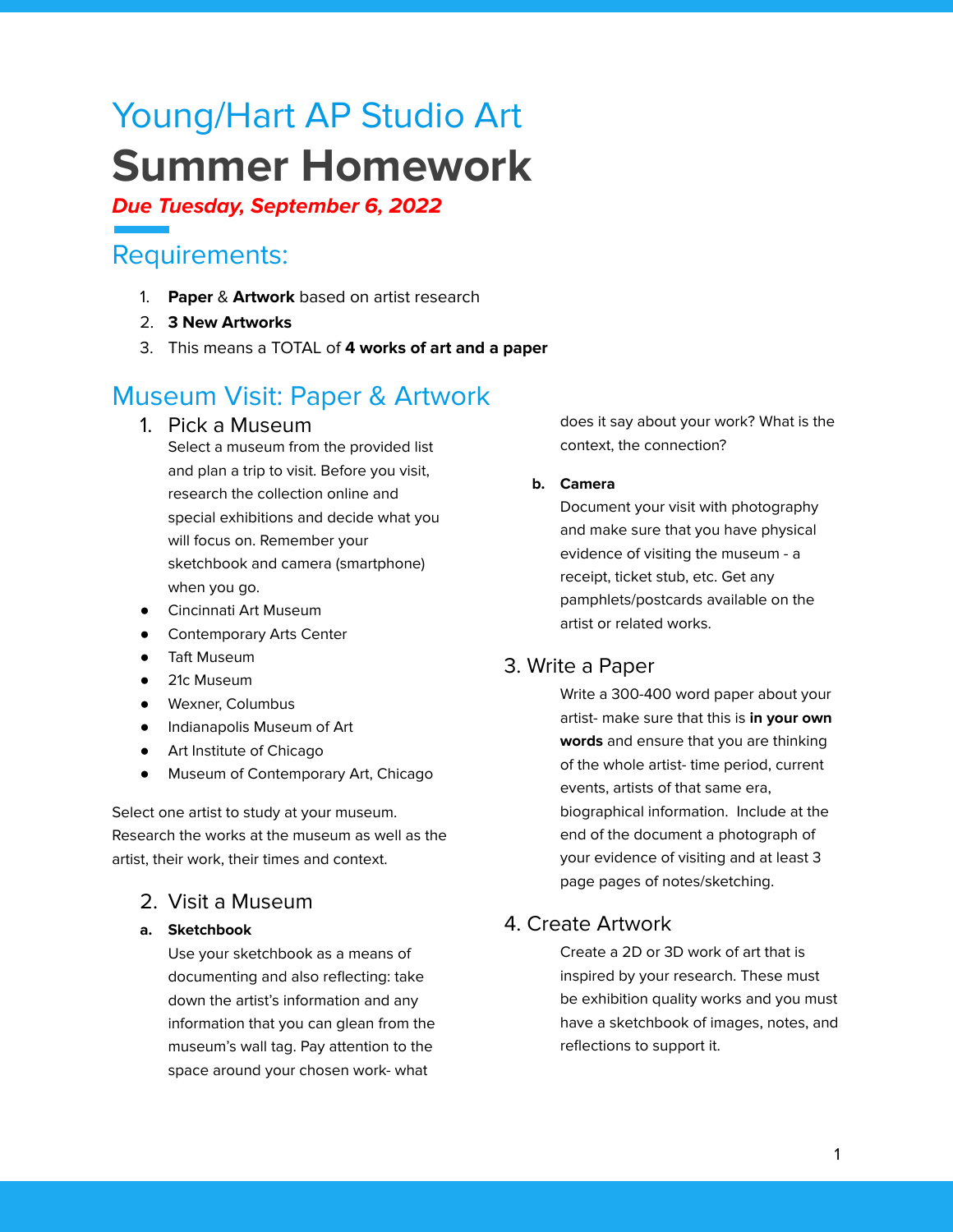# Young/Hart AP Studio Art

# Summer Homework

***Due Tuesday, September 6, 2022***

## Requirements:

1. **Paper** & **Artwork** based on artist research
2. **3 New Artworks**
3. This means a TOTAL of **4 works of art and a paper**

## Museum Visit: Paper & Artwork

### 1. Pick a Museum

Select a museum from the provided list and plan a trip to visit. Before you visit, research the collection online and special exhibitions and decide what you will focus on. Remember your sketchbook and camera (smartphone) when you go.

- Cincinnati Art Museum
- Contemporary Arts Center
- Taft Museum
- 21c Museum
- Wexner, Columbus
- Indianapolis Museum of Art
- Art Institute of Chicago
- Museum of Contemporary Art, Chicago

Select one artist to study at your museum. Research the works at the museum as well as the artist, their work, their times and context.

### 2. Visit a Museum

**a. Sketchbook**

Use your sketchbook as a means of documenting and also reflecting: take down the artist's information and any information that you can glean from the museum's wall tag. Pay attention to the space around your chosen work- what does it say about your work? What is the context, the connection?

**b. Camera**

Document your visit with photography and make sure that you have physical evidence of visiting the museum - a receipt, ticket stub, etc. Get any pamphlets/postcards available on the artist or related works.

### 3. Write a Paper

Write a 300-400 word paper about your artist- make sure that this is **in your own words** and ensure that you are thinking of the whole artist- time period, current events, artists of that same era, biographical information. Include at the end of the document a photograph of your evidence of visiting and at least 3 page pages of notes/sketching.

### 4. Create Artwork

Create a 2D or 3D work of art that is inspired by your research. These must be exhibition quality works and you must have a sketchbook of images, notes, and reflections to support it.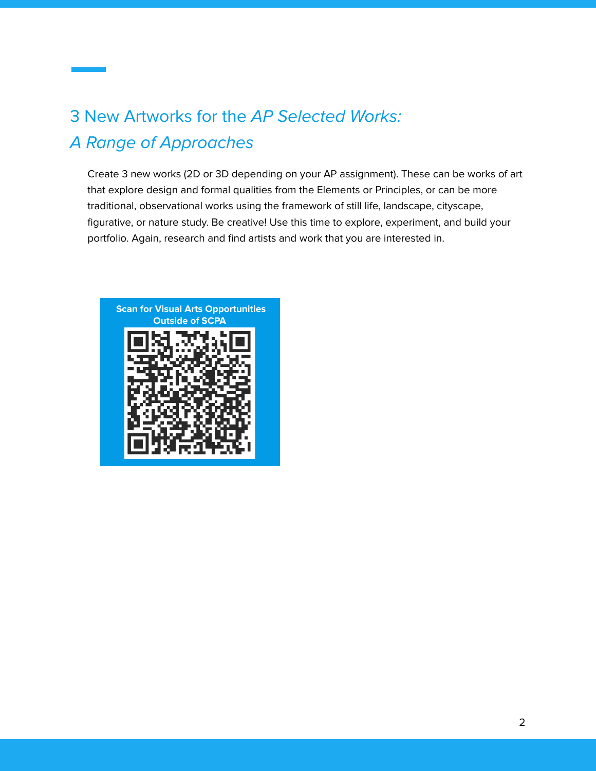## 3 New Artworks for the *AP Selected Works: A Range of Approaches*

Create 3 new works (2D or 3D depending on your AP assignment). These can be works of art that explore design and formal qualities from the Elements or Principles, or can be more traditional, observational works using the framework of still life, landscape, cityscape, figurative, or nature study. Be creative! Use this time to explore, experiment, and build your portfolio. Again, research and find artists and work that you are interested in.

**Scan for Visual Arts Opportunities Outside of SCPA**